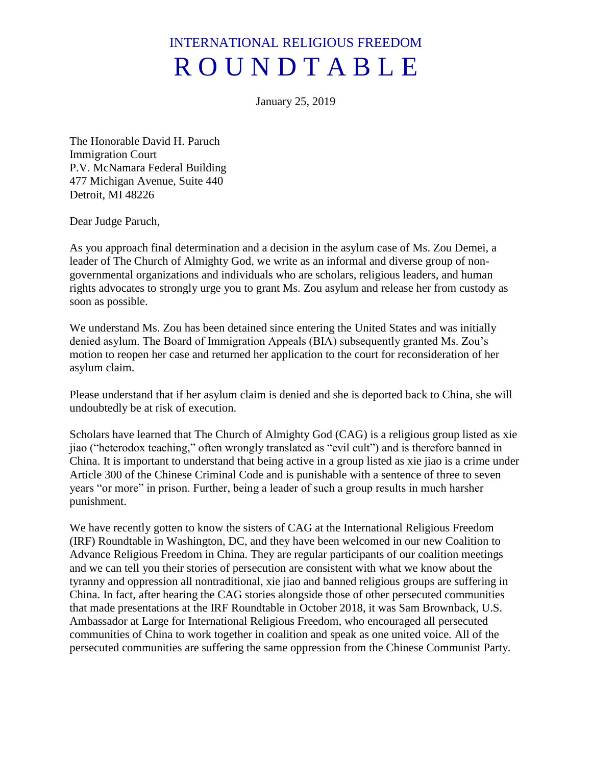# INTERNATIONAL RELIGIOUS FREEDOM
# R O U N D T A B L E

January 25, 2019

The Honorable David H. Paruch
Immigration Court
P.V. McNamara Federal Building
477 Michigan Avenue, Suite 440
Detroit, MI 48226

Dear Judge Paruch,

As you approach final determination and a decision in the asylum case of Ms. Zou Demei, a leader of The Church of Almighty God, we write as an informal and diverse group of non-governmental organizations and individuals who are scholars, religious leaders, and human rights advocates to strongly urge you to grant Ms. Zou asylum and release her from custody as soon as possible.

We understand Ms. Zou has been detained since entering the United States and was initially denied asylum. The Board of Immigration Appeals (BIA) subsequently granted Ms. Zou's motion to reopen her case and returned her application to the court for reconsideration of her asylum claim.

Please understand that if her asylum claim is denied and she is deported back to China, she will undoubtedly be at risk of execution.

Scholars have learned that The Church of Almighty God (CAG) is a religious group listed as xie jiao ("heterodox teaching," often wrongly translated as "evil cult") and is therefore banned in China. It is important to understand that being active in a group listed as xie jiao is a crime under Article 300 of the Chinese Criminal Code and is punishable with a sentence of three to seven years "or more" in prison. Further, being a leader of such a group results in much harsher punishment.

We have recently gotten to know the sisters of CAG at the International Religious Freedom (IRF) Roundtable in Washington, DC, and they have been welcomed in our new Coalition to Advance Religious Freedom in China. They are regular participants of our coalition meetings and we can tell you their stories of persecution are consistent with what we know about the tyranny and oppression all nontraditional, xie jiao and banned religious groups are suffering in China. In fact, after hearing the CAG stories alongside those of other persecuted communities that made presentations at the IRF Roundtable in October 2018, it was Sam Brownback, U.S. Ambassador at Large for International Religious Freedom, who encouraged all persecuted communities of China to work together in coalition and speak as one united voice. All of the persecuted communities are suffering the same oppression from the Chinese Communist Party.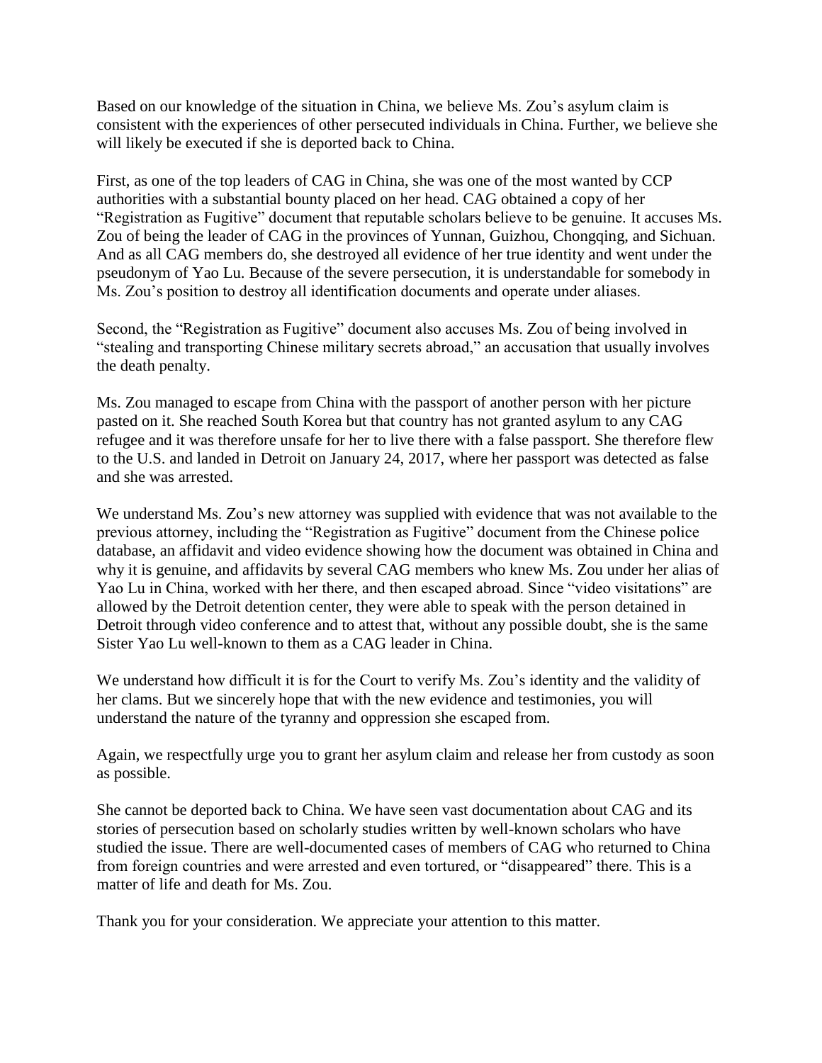Based on our knowledge of the situation in China, we believe Ms. Zou's asylum claim is consistent with the experiences of other persecuted individuals in China. Further, we believe she will likely be executed if she is deported back to China.

First, as one of the top leaders of CAG in China, she was one of the most wanted by CCP authorities with a substantial bounty placed on her head. CAG obtained a copy of her "Registration as Fugitive" document that reputable scholars believe to be genuine. It accuses Ms. Zou of being the leader of CAG in the provinces of Yunnan, Guizhou, Chongqing, and Sichuan. And as all CAG members do, she destroyed all evidence of her true identity and went under the pseudonym of Yao Lu. Because of the severe persecution, it is understandable for somebody in Ms. Zou's position to destroy all identification documents and operate under aliases.

Second, the "Registration as Fugitive" document also accuses Ms. Zou of being involved in "stealing and transporting Chinese military secrets abroad," an accusation that usually involves the death penalty.

Ms. Zou managed to escape from China with the passport of another person with her picture pasted on it. She reached South Korea but that country has not granted asylum to any CAG refugee and it was therefore unsafe for her to live there with a false passport. She therefore flew to the U.S. and landed in Detroit on January 24, 2017, where her passport was detected as false and she was arrested.

We understand Ms. Zou's new attorney was supplied with evidence that was not available to the previous attorney, including the "Registration as Fugitive" document from the Chinese police database, an affidavit and video evidence showing how the document was obtained in China and why it is genuine, and affidavits by several CAG members who knew Ms. Zou under her alias of Yao Lu in China, worked with her there, and then escaped abroad. Since "video visitations" are allowed by the Detroit detention center, they were able to speak with the person detained in Detroit through video conference and to attest that, without any possible doubt, she is the same Sister Yao Lu well-known to them as a CAG leader in China.

We understand how difficult it is for the Court to verify Ms. Zou's identity and the validity of her clams. But we sincerely hope that with the new evidence and testimonies, you will understand the nature of the tyranny and oppression she escaped from.

Again, we respectfully urge you to grant her asylum claim and release her from custody as soon as possible.

She cannot be deported back to China. We have seen vast documentation about CAG and its stories of persecution based on scholarly studies written by well-known scholars who have studied the issue. There are well-documented cases of members of CAG who returned to China from foreign countries and were arrested and even tortured, or "disappeared" there. This is a matter of life and death for Ms. Zou.

Thank you for your consideration. We appreciate your attention to this matter.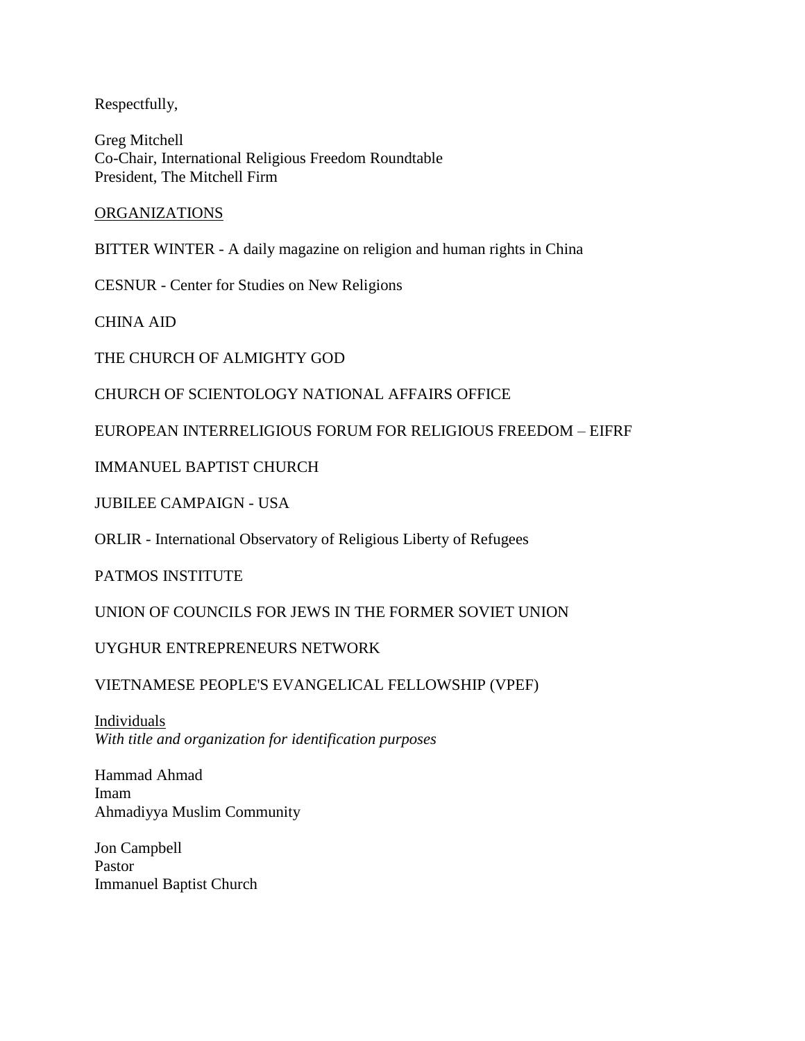Respectfully,

Greg Mitchell
Co-Chair, International Religious Freedom Roundtable
President, The Mitchell Firm

<u>ORGANIZATIONS</u>

BITTER WINTER - A daily magazine on religion and human rights in China

CESNUR - Center for Studies on New Religions

CHINA AID

THE CHURCH OF ALMIGHTY GOD

CHURCH OF SCIENTOLOGY NATIONAL AFFAIRS OFFICE

EUROPEAN INTERRELIGIOUS FORUM FOR RELIGIOUS FREEDOM – EIFRF

IMMANUEL BAPTIST CHURCH

JUBILEE CAMPAIGN - USA

ORLIR - International Observatory of Religious Liberty of Refugees

PATMOS INSTITUTE

UNION OF COUNCILS FOR JEWS IN THE FORMER SOVIET UNION

UYGHUR ENTREPRENEURS NETWORK

VIETNAMESE PEOPLE'S EVANGELICAL FELLOWSHIP (VPEF)

<u>Individuals</u>
*With title and organization for identification purposes*

Hammad Ahmad
Imam
Ahmadiyya Muslim Community

Jon Campbell
Pastor
Immanuel Baptist Church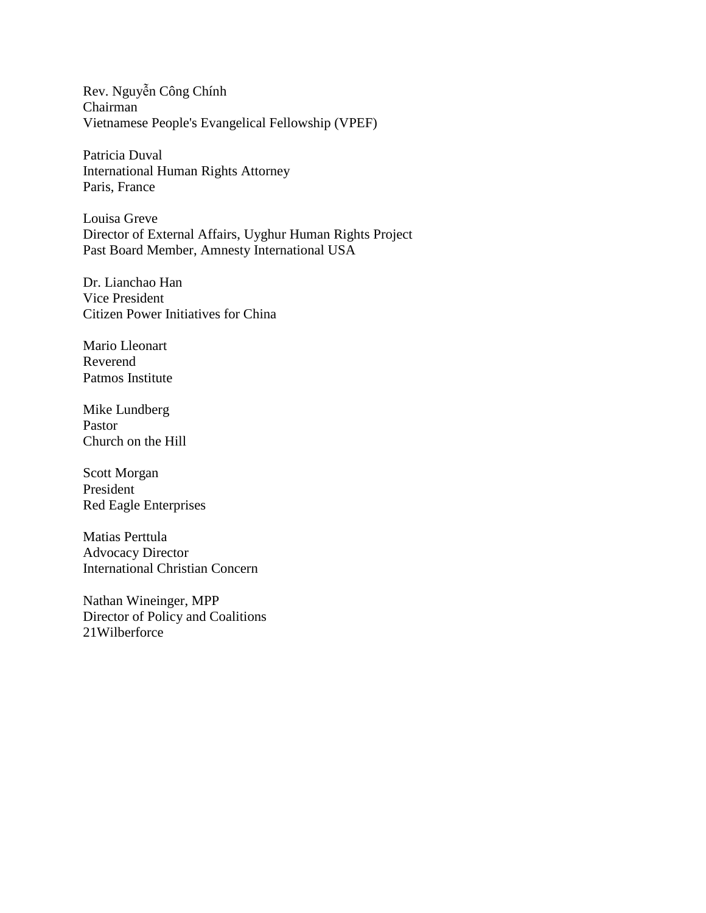Rev. Nguyễn Công Chính
Chairman
Vietnamese People's Evangelical Fellowship (VPEF)

Patricia Duval
International Human Rights Attorney
Paris, France

Louisa Greve
Director of External Affairs, Uyghur Human Rights Project
Past Board Member, Amnesty International USA

Dr. Lianchao Han
Vice President
Citizen Power Initiatives for China

Mario Lleonart
Reverend
Patmos Institute

Mike Lundberg
Pastor
Church on the Hill

Scott Morgan
President
Red Eagle Enterprises

Matias Perttula
Advocacy Director
International Christian Concern

Nathan Wineinger, MPP
Director of Policy and Coalitions
21Wilberforce